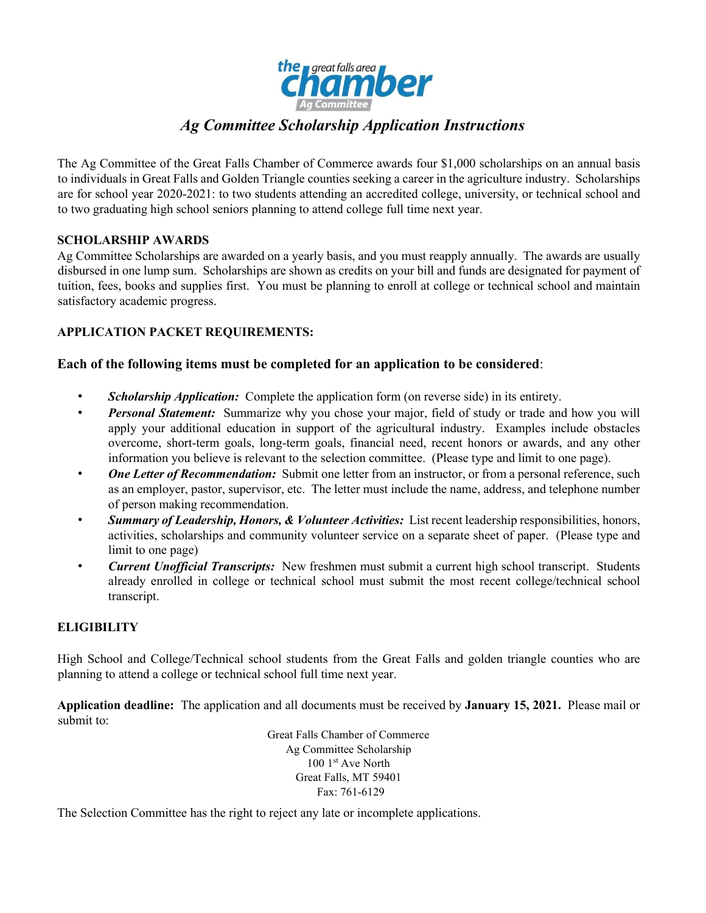# *Ag Committee Scholarship Application Instructions*

The Ag Committee of the Great Falls Chamber of Commerce awards four $1,000 scholarships on an annual basis to individuals in Great Falls and Golden Triangle counties seeking a career in the agriculture industry. Scholarships are for school year 2020-2021: to two students attending an accredited college, university, or technical school and to two graduating high school seniors planning to attend college full time next year.

**SCHOLARSHIP AWARDS**

Ag Committee Scholarships are awarded on a yearly basis, and you must reapply annually. The awards are usually disbursed in one lump sum. Scholarships are shown as credits on your bill and funds are designated for payment of tuition, fees, books and supplies first. You must be planning to enroll at college or technical school and maintain satisfactory academic progress.

**APPLICATION PACKET REQUIREMENTS:**

**Each of the following items must be completed for an application to be considered**:

- ***Scholarship Application:*** Complete the application form (on reverse side) in its entirety.
- ***Personal Statement:*** Summarize why you chose your major, field of study or trade and how you will apply your additional education in support of the agricultural industry. Examples include obstacles overcome, short-term goals, long-term goals, financial need, recent honors or awards, and any other information you believe is relevant to the selection committee. (Please type and limit to one page).
- ***One Letter of Recommendation:*** Submit one letter from an instructor, or from a personal reference, such as an employer, pastor, supervisor, etc. The letter must include the name, address, and telephone number of person making recommendation.
- ***Summary of Leadership, Honors, & Volunteer Activities:*** List recent leadership responsibilities, honors, activities, scholarships and community volunteer service on a separate sheet of paper. (Please type and limit to one page)
- ***Current Unofficial Transcripts:*** New freshmen must submit a current high school transcript. Students already enrolled in college or technical school must submit the most recent college/technical school transcript.

**ELIGIBILITY**

High School and College/Technical school students from the Great Falls and golden triangle counties who are planning to attend a college or technical school full time next year.

**Application deadline:** The application and all documents must be received by **January 15, 2021.** Please mail or submit to:

Great Falls Chamber of Commerce
Ag Committee Scholarship
100 1st Ave North
Great Falls, MT 59401
Fax: 761-6129

The Selection Committee has the right to reject any late or incomplete applications.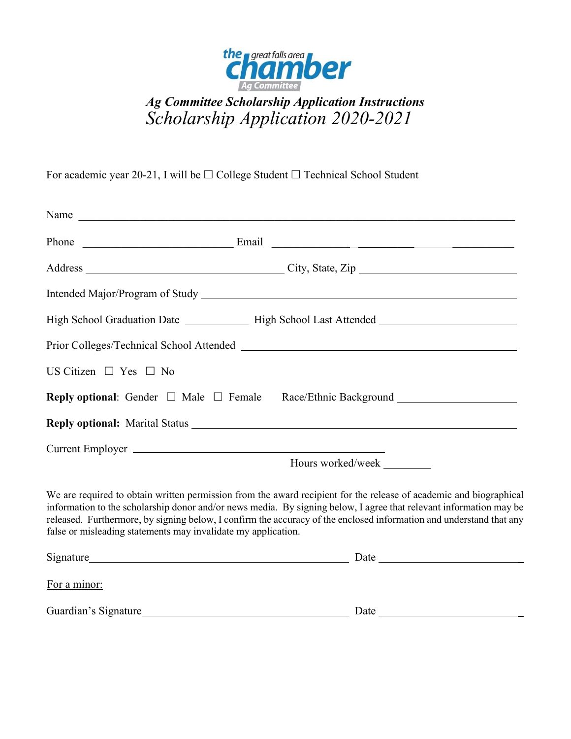the great falls area chamber Ag Committee

# *Ag Committee Scholarship Application Instructions*

## *Scholarship Application 2020-2021*

For academic year 20-21, I will be ☐ College Student ☐ Technical School Student

Name ______________________________________________________________________

Phone ___________________________ Email ____________________________________

Address ___________________________________ City, State, Zip __________________________

Intended Major/Program of Study ________________________________________________________

High School Graduation Date ___________ High School Last Attended ______________________

Prior Colleges/Technical School Attended ____________________________________________

US Citizen ☐ Yes ☐ No

**Reply optional**: Gender ☐ Male ☐ Female Race/Ethnic Background ____________________

**Reply optional:** Marital Status ______________________________________________________

Current Employer ____________________________________________

Hours worked/week ________

We are required to obtain written permission from the award recipient for the release of academic and biographical information to the scholarship donor and/or news media. By signing below, I agree that relevant information may be released. Furthermore, by signing below, I confirm the accuracy of the enclosed information and understand that any false or misleading statements may invalidate my application.

Signature_______________________________________________ Date __________________________

For a minor:

Guardian's Signature_____________________________________ Date __________________________